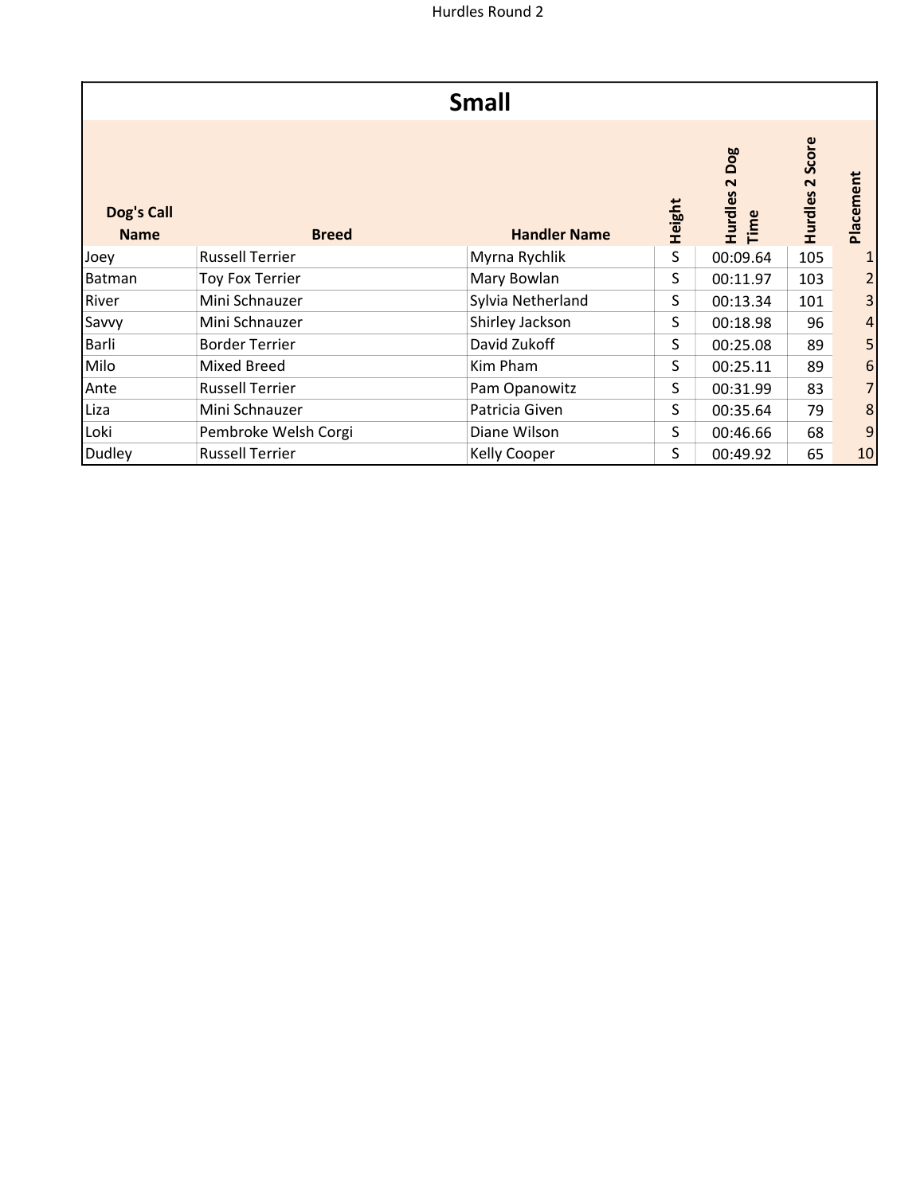Hurdles Round 2

## Small

| Dog's Call Name | Breed | Handler Name | Height | Hurdles 2 Dog Time | Hurdles 2 Score | Placement |
|---|---|---|---|---|---|---|
| Joey | Russell Terrier | Myrna Rychlik | S | 00:09.64 | 105 | 1 |
| Batman | Toy Fox Terrier | Mary Bowlan | S | 00:11.97 | 103 | 2 |
| River | Mini Schnauzer | Sylvia Netherland | S | 00:13.34 | 101 | 3 |
| Savvy | Mini Schnauzer | Shirley Jackson | S | 00:18.98 | 96 | 4 |
| Barli | Border Terrier | David Zukoff | S | 00:25.08 | 89 | 5 |
| Milo | Mixed Breed | Kim Pham | S | 00:25.11 | 89 | 6 |
| Ante | Russell Terrier | Pam Opanowitz | S | 00:31.99 | 83 | 7 |
| Liza | Mini Schnauzer | Patricia Given | S | 00:35.64 | 79 | 8 |
| Loki | Pembroke Welsh Corgi | Diane Wilson | S | 00:46.66 | 68 | 9 |
| Dudley | Russell Terrier | Kelly Cooper | S | 00:49.92 | 65 | 10 |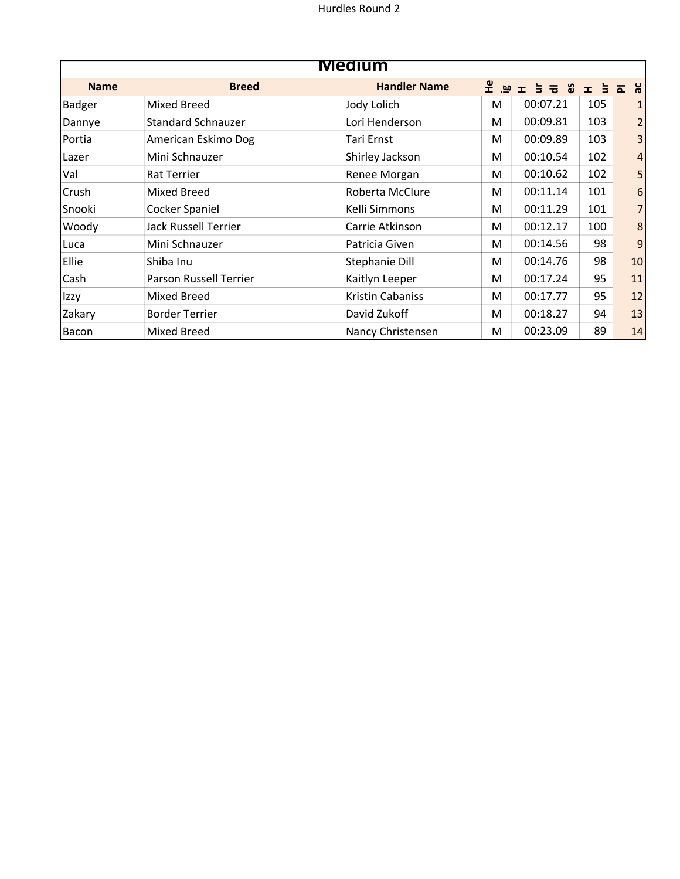Hurdles Round 2

## Medium

| Name | Breed | Handler Name | Height | Hurdles | Hur | Place |
|---|---|---|---|---|---|---|
| Badger | Mixed Breed | Jody Lolich | M | 00:07.21 | 105 | 1 |
| Dannye | Standard Schnauzer | Lori Henderson | M | 00:09.81 | 103 | 2 |
| Portia | American Eskimo Dog | Tari Ernst | M | 00:09.89 | 103 | 3 |
| Lazer | Mini Schnauzer | Shirley Jackson | M | 00:10.54 | 102 | 4 |
| Val | Rat Terrier | Renee Morgan | M | 00:10.62 | 102 | 5 |
| Crush | Mixed Breed | Roberta McClure | M | 00:11.14 | 101 | 6 |
| Snooki | Cocker Spaniel | Kelli Simmons | M | 00:11.29 | 101 | 7 |
| Woody | Jack Russell Terrier | Carrie Atkinson | M | 00:12.17 | 100 | 8 |
| Luca | Mini Schnauzer | Patricia Given | M | 00:14.56 | 98 | 9 |
| Ellie | Shiba Inu | Stephanie Dill | M | 00:14.76 | 98 | 10 |
| Cash | Parson Russell Terrier | Kaitlyn Leeper | M | 00:17.24 | 95 | 11 |
| Izzy | Mixed Breed | Kristin Cabaniss | M | 00:17.77 | 95 | 12 |
| Zakary | Border Terrier | David Zukoff | M | 00:18.27 | 94 | 13 |
| Bacon | Mixed Breed | Nancy Christensen | M | 00:23.09 | 89 | 14 |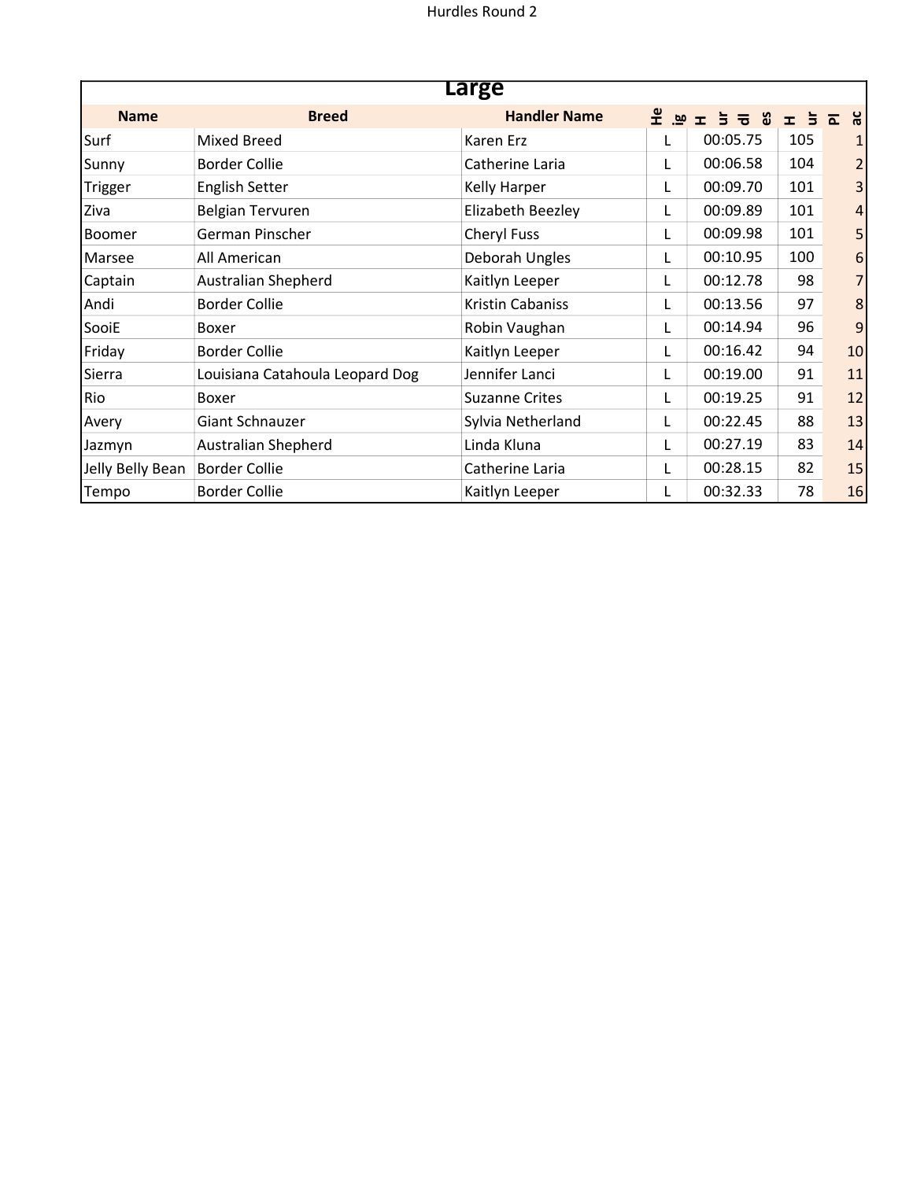## Large

| Name | Breed | Handler Name | Heig | Hurdles | Hur | Plac |
|---|---|---|---|---|---|---|
| Surf | Mixed Breed | Karen Erz | L | 00:05.75 | 105 | 1 |
| Sunny | Border Collie | Catherine Laria | L | 00:06.58 | 104 | 2 |
| Trigger | English Setter | Kelly Harper | L | 00:09.70 | 101 | 3 |
| Ziva | Belgian Tervuren | Elizabeth Beezley | L | 00:09.89 | 101 | 4 |
| Boomer | German Pinscher | Cheryl Fuss | L | 00:09.98 | 101 | 5 |
| Marsee | All American | Deborah Ungles | L | 00:10.95 | 100 | 6 |
| Captain | Australian Shepherd | Kaitlyn Leeper | L | 00:12.78 | 98 | 7 |
| Andi | Border Collie | Kristin Cabaniss | L | 00:13.56 | 97 | 8 |
| SooiE | Boxer | Robin Vaughan | L | 00:14.94 | 96 | 9 |
| Friday | Border Collie | Kaitlyn Leeper | L | 00:16.42 | 94 | 10 |
| Sierra | Louisiana Catahoula Leopard Dog | Jennifer Lanci | L | 00:19.00 | 91 | 11 |
| Rio | Boxer | Suzanne Crites | L | 00:19.25 | 91 | 12 |
| Avery | Giant Schnauzer | Sylvia Netherland | L | 00:22.45 | 88 | 13 |
| Jazmyn | Australian Shepherd | Linda Kluna | L | 00:27.19 | 83 | 14 |
| Jelly Belly Bean | Border Collie | Catherine Laria | L | 00:28.15 | 82 | 15 |
| Tempo | Border Collie | Kaitlyn Leeper | L | 00:32.33 | 78 | 16 |